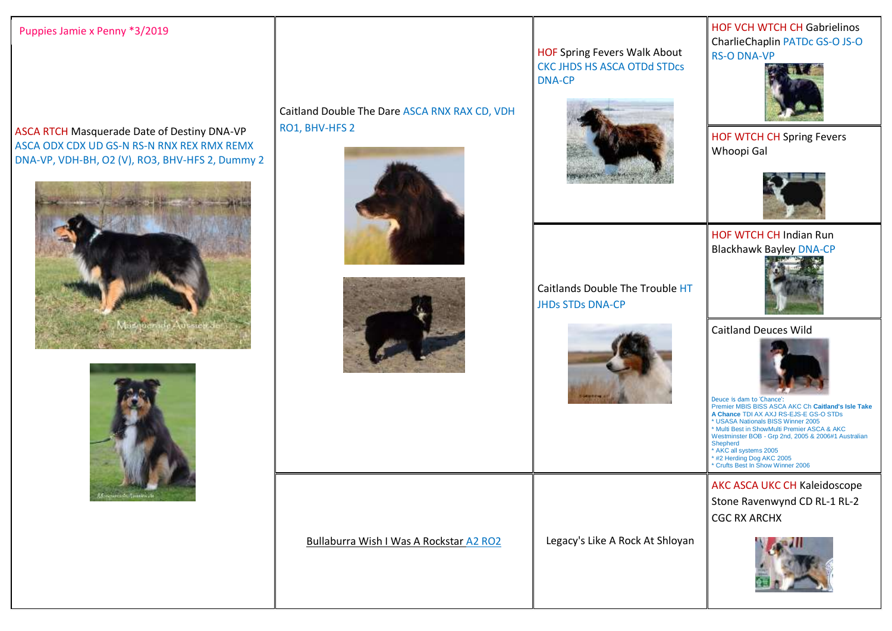Puppies Jamie x Penny *3/2019

| Dog | Parents | Grandparents | Great-Grandparents |
| --- | --- | --- | --- |
| ASCA RTCH Masquerade Date of Destiny DNA-VP ASCA ODX CDX UD GS-N RS-N RNX REX RMX REMX DNA-VP, VDH-BH, O2 (V), RO3, BHV-HFS 2, Dummy 2 | Caitland Double The Dare ASCA RNX RAX CD, VDH RO1, BHV-HFS 2 | HOF Spring Fevers Walk About CKC JHDS HS ASCA OTDd STDcs DNA-CP | HOF VCH WTCH CH Gabrielinos CharlieChaplin PATDc GS-O JS-O RS-O DNA-VP |
| | | | HOF WTCH CH Spring Fevers Whoopi Gal |
| | | Caitlands Double The Trouble HT JHDs STDs DNA-CP | HOF WTCH CH Indian Run Blackhawk Bayley DNA-CP |
| | | | Caitland Deuces Wild<br>Deuce is dam to 'Chance':<br>Premier MBIS BISS ASCA AKC Ch **Caitland's Isle Take A Chance** TDI AX AXJ RS-EJS-E GS-O STDs<br>* USASA Nationals BISS Winner 2005<br>* Multi Best in ShowMulti Premier ASCA & AKC Westminster BOB - Grp 2nd, 2005 & 2006#1 Australian Shepherd<br>* AKC all systems 2005<br>* #2 Herding Dog AKC 2005<br>* Crufts Best In Show Winner 2006 |
| | Bullaburra Wish I Was A Rockstar A2 RO2 | Legacy's Like A Rock At Shloyan | AKC ASCA UKC CH Kaleidoscope Stone Ravenwynd CD RL-1 RL-2 CGC RX ARCHX |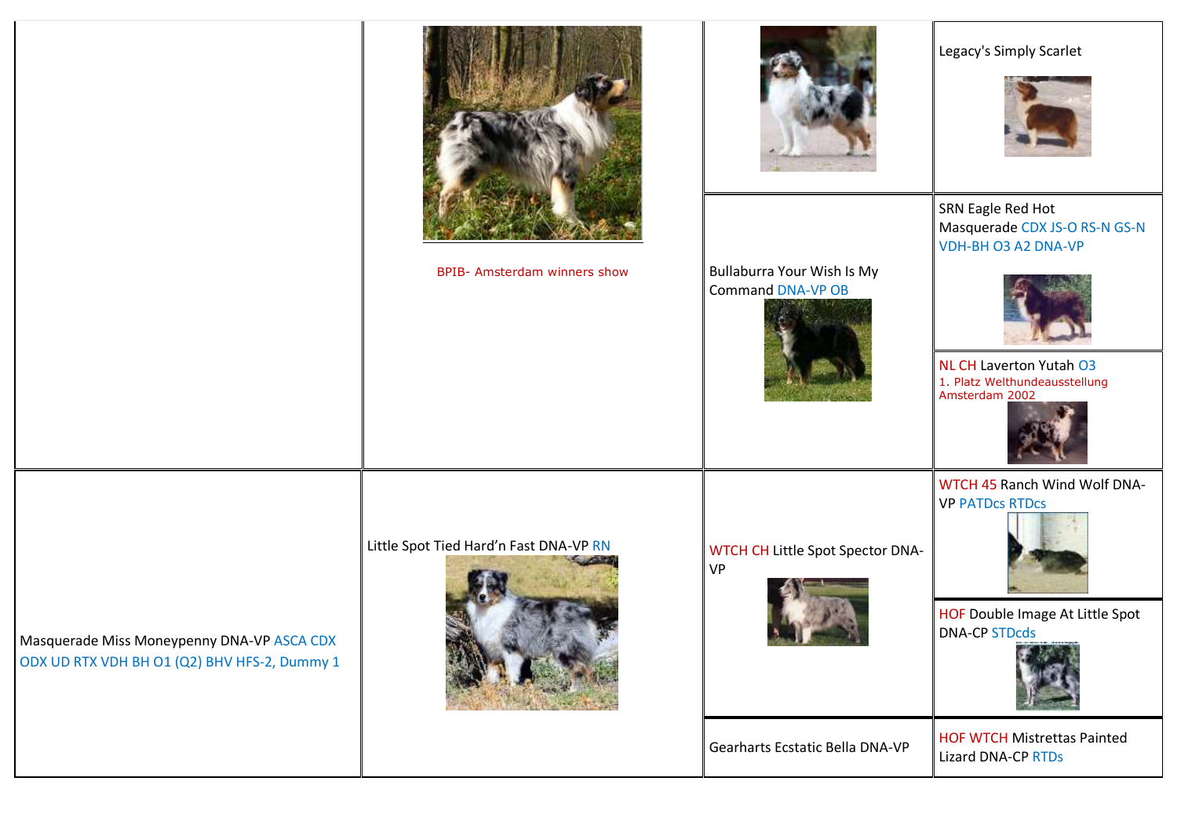| | | | |
|---|---|---|---|
| | BPIB- Amsterdam winners show | | Legacy's Simply Scarlet |
| | | Bullaburra Your Wish Is My Command DNA-VP OB | SRN Eagle Red Hot Masquerade CDX JS-O RS-N GS-N VDH-BH O3 A2 DNA-VP |
| | | | NL CH Laverton Yutah O3<br>1. Platz Welthundeausstellung Amsterdam 2002 |
| Masquerade Miss Moneypenny DNA-VP ASCA CDX ODX UD RTX VDH BH O1 (Q2) BHV HFS-2, Dummy 1 | Little Spot Tied Hard'n Fast DNA-VP RN | WTCH CH Little Spot Spector DNA-VP | WTCH 45 Ranch Wind Wolf DNA-VP PATDcs RTDcs |
| | | | HOF Double Image At Little Spot DNA-CP STDcds |
| | | Gearharts Ecstatic Bella DNA-VP | HOF WTCH Mistrettas Painted Lizard DNA-CP RTDs |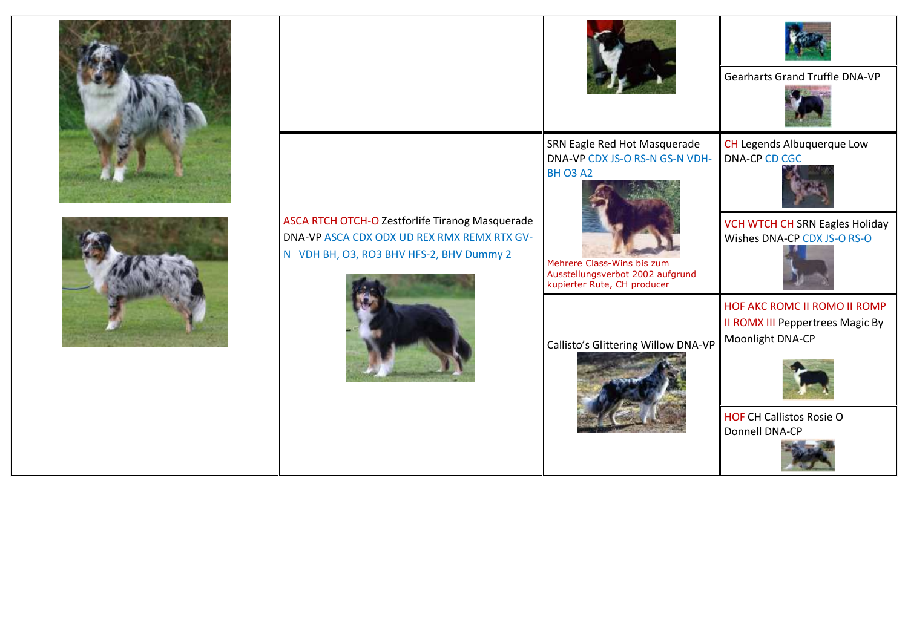| | | | |
|---|---|---|---|
| | | | |
| | | | Gearharts Grand Truffle DNA-VP |
| | ASCA RTCH OTCH-O Zestforlife Tiranog Masquerade DNA-VP ASCA CDX ODX UD REX RMX REMX RTX GV-N VDH BH, O3, RO3 BHV HFS-2, BHV Dummy 2 | SRN Eagle Red Hot Masquerade DNA-VP CDX JS-O RS-N GS-N VDH-BH O3 A2<br>Mehrere Class-Wins bis zum Ausstellungsverbot 2002 aufgrund kupierter Rute, CH producer | CH Legends Albuquerque Low DNA-CP CD CGC |
| | | | VCH WTCH CH SRN Eagles Holiday Wishes DNA-CP CDX JS-O RS-O |
| | | Callisto's Glittering Willow DNA-VP | HOF AKC ROMC II ROMO II ROMP II ROMX III Peppertrees Magic By Moonlight DNA-CP |
| | | | HOF CH Callistos Rosie O Donnell DNA-CP |